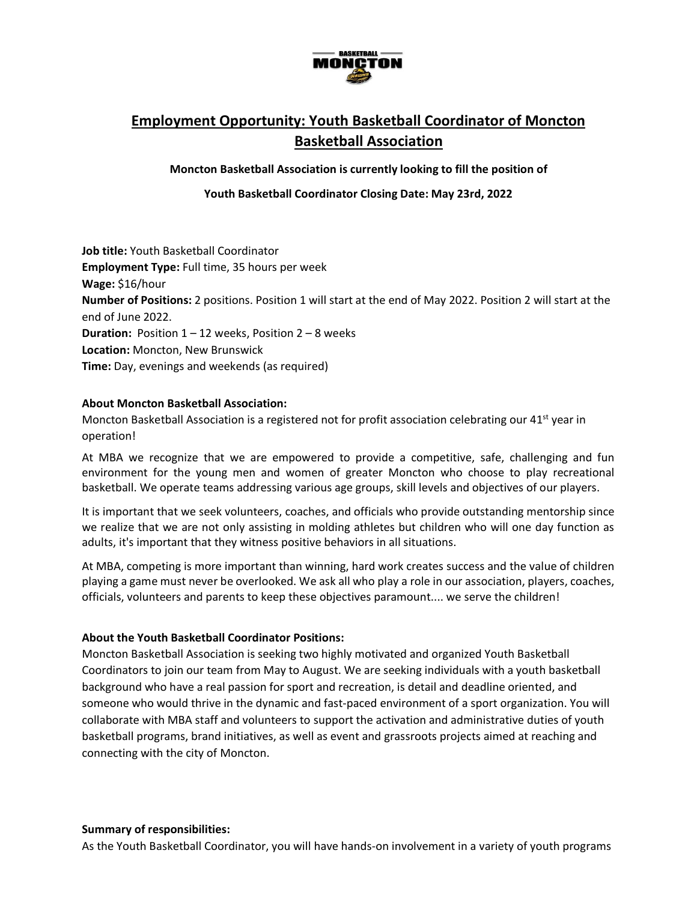## Employment Opportunity: Youth Basketball Coordinator of Moncton Basketball Association

**Moncton Basketball Association is currently looking to fill the position of**

**Youth Basketball Coordinator Closing Date: May 23rd, 2022**

**Job title:** Youth Basketball Coordinator
**Employment Type:** Full time, 35 hours per week
**Wage:** $16/hour
**Number of Positions:** 2 positions. Position 1 will start at the end of May 2022. Position 2 will start at the end of June 2022.
**Duration:** Position 1 – 12 weeks, Position 2 – 8 weeks
**Location:** Moncton, New Brunswick
**Time:** Day, evenings and weekends (as required)

**About Moncton Basketball Association:**

Moncton Basketball Association is a registered not for profit association celebrating our 41st year in operation!

At MBA we recognize that we are empowered to provide a competitive, safe, challenging and fun environment for the young men and women of greater Moncton who choose to play recreational basketball. We operate teams addressing various age groups, skill levels and objectives of our players.

It is important that we seek volunteers, coaches, and officials who provide outstanding mentorship since we realize that we are not only assisting in molding athletes but children who will one day function as adults, it's important that they witness positive behaviors in all situations.

At MBA, competing is more important than winning, hard work creates success and the value of children playing a game must never be overlooked. We ask all who play a role in our association, players, coaches, officials, volunteers and parents to keep these objectives paramount.... we serve the children!

**About the Youth Basketball Coordinator Positions:**

Moncton Basketball Association is seeking two highly motivated and organized Youth Basketball Coordinators to join our team from May to August. We are seeking individuals with a youth basketball background who have a real passion for sport and recreation, is detail and deadline oriented, and someone who would thrive in the dynamic and fast-paced environment of a sport organization. You will collaborate with MBA staff and volunteers to support the activation and administrative duties of youth basketball programs, brand initiatives, as well as event and grassroots projects aimed at reaching and connecting with the city of Moncton.

**Summary of responsibilities:**

As the Youth Basketball Coordinator, you will have hands-on involvement in a variety of youth programs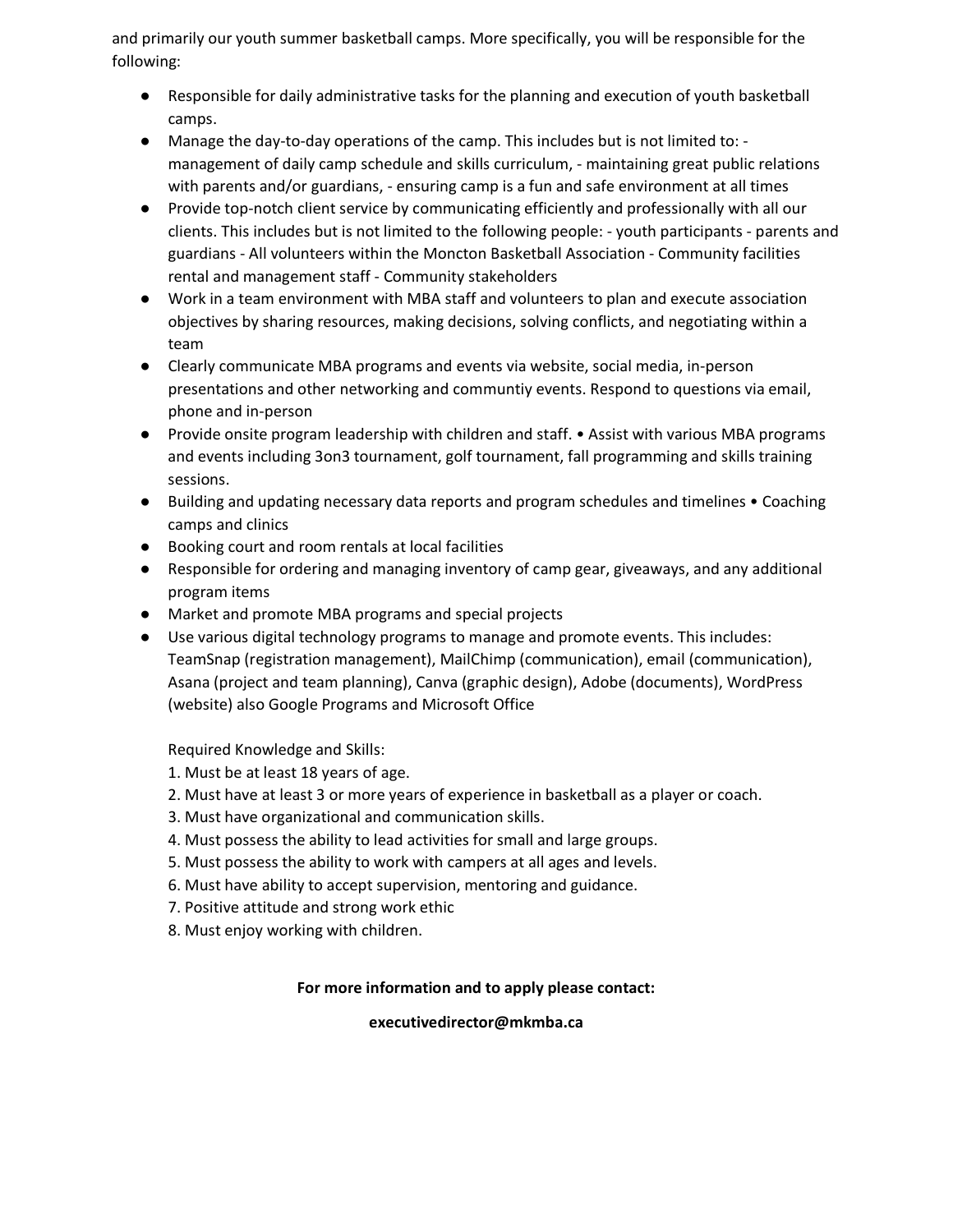and primarily our youth summer basketball camps. More specifically, you will be responsible for the following:

- Responsible for daily administrative tasks for the planning and execution of youth basketball camps.
- Manage the day-to-day operations of the camp. This includes but is not limited to: - management of daily camp schedule and skills curriculum, - maintaining great public relations with parents and/or guardians, - ensuring camp is a fun and safe environment at all times
- Provide top-notch client service by communicating efficiently and professionally with all our clients. This includes but is not limited to the following people: - youth participants - parents and guardians - All volunteers within the Moncton Basketball Association - Community facilities rental and management staff - Community stakeholders
- Work in a team environment with MBA staff and volunteers to plan and execute association objectives by sharing resources, making decisions, solving conflicts, and negotiating within a team
- Clearly communicate MBA programs and events via website, social media, in-person presentations and other networking and communtiy events. Respond to questions via email, phone and in-person
- Provide onsite program leadership with children and staff. • Assist with various MBA programs and events including 3on3 tournament, golf tournament, fall programming and skills training sessions.
- Building and updating necessary data reports and program schedules and timelines • Coaching camps and clinics
- Booking court and room rentals at local facilities
- Responsible for ordering and managing inventory of camp gear, giveaways, and any additional program items
- Market and promote MBA programs and special projects
- Use various digital technology programs to manage and promote events. This includes: TeamSnap (registration management), MailChimp (communication), email (communication), Asana (project and team planning), Canva (graphic design), Adobe (documents), WordPress (website) also Google Programs and Microsoft Office

  Required Knowledge and Skills:

  1. Must be at least 18 years of age.
  2. Must have at least 3 or more years of experience in basketball as a player or coach.
  3. Must have organizational and communication skills.
  4. Must possess the ability to lead activities for small and large groups.
  5. Must possess the ability to work with campers at all ages and levels.
  6. Must have ability to accept supervision, mentoring and guidance.
  7. Positive attitude and strong work ethic
  8. Must enjoy working with children.

**For more information and to apply please contact:**

**executivedirector@mkmba.ca**